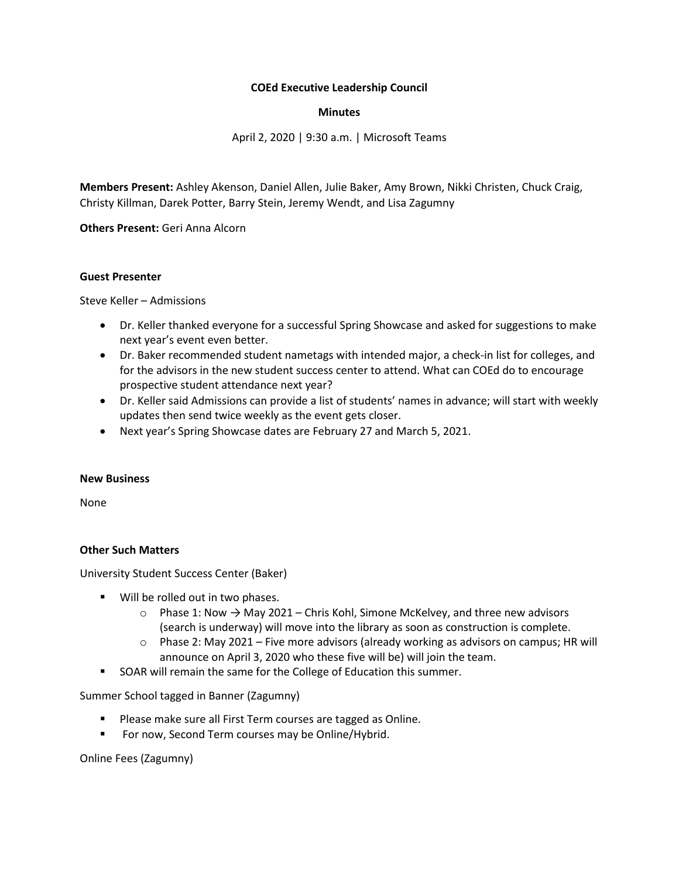**COEd Executive Leadership Council**

**Minutes**

April 2, 2020 | 9:30 a.m. | Microsoft Teams

**Members Present:** Ashley Akenson, Daniel Allen, Julie Baker, Amy Brown, Nikki Christen, Chuck Craig, Christy Killman, Darek Potter, Barry Stein, Jeremy Wendt, and Lisa Zagumny

**Others Present:** Geri Anna Alcorn

**Guest Presenter**

Steve Keller – Admissions

- Dr. Keller thanked everyone for a successful Spring Showcase and asked for suggestions to make next year's event even better.
- Dr. Baker recommended student nametags with intended major, a check-in list for colleges, and for the advisors in the new student success center to attend. What can COEd do to encourage prospective student attendance next year?
- Dr. Keller said Admissions can provide a list of students' names in advance; will start with weekly updates then send twice weekly as the event gets closer.
- Next year's Spring Showcase dates are February 27 and March 5, 2021.

**New Business**

None

**Other Such Matters**

University Student Success Center (Baker)

- Will be rolled out in two phases.
  - Phase 1: Now → May 2021 – Chris Kohl, Simone McKelvey, and three new advisors (search is underway) will move into the library as soon as construction is complete.
  - Phase 2: May 2021 – Five more advisors (already working as advisors on campus; HR will announce on April 3, 2020 who these five will be) will join the team.
- SOAR will remain the same for the College of Education this summer.

Summer School tagged in Banner (Zagumny)

- Please make sure all First Term courses are tagged as Online.
- For now, Second Term courses may be Online/Hybrid.

Online Fees (Zagumny)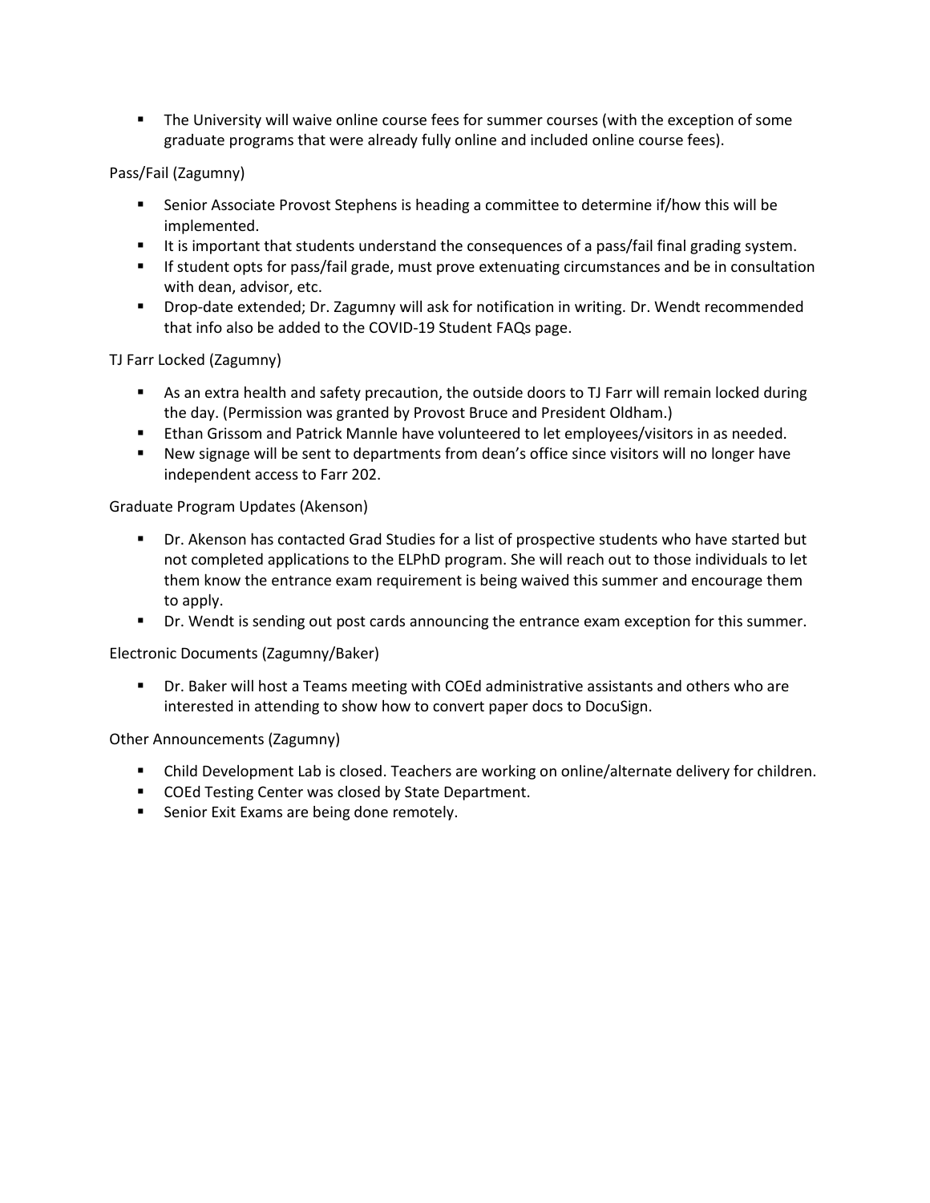- The University will waive online course fees for summer courses (with the exception of some graduate programs that were already fully online and included online course fees).

Pass/Fail (Zagumny)

- Senior Associate Provost Stephens is heading a committee to determine if/how this will be implemented.
- It is important that students understand the consequences of a pass/fail final grading system.
- If student opts for pass/fail grade, must prove extenuating circumstances and be in consultation with dean, advisor, etc.
- Drop-date extended; Dr. Zagumny will ask for notification in writing. Dr. Wendt recommended that info also be added to the COVID-19 Student FAQs page.

TJ Farr Locked (Zagumny)

- As an extra health and safety precaution, the outside doors to TJ Farr will remain locked during the day. (Permission was granted by Provost Bruce and President Oldham.)
- Ethan Grissom and Patrick Mannle have volunteered to let employees/visitors in as needed.
- New signage will be sent to departments from dean's office since visitors will no longer have independent access to Farr 202.

Graduate Program Updates (Akenson)

- Dr. Akenson has contacted Grad Studies for a list of prospective students who have started but not completed applications to the ELPhD program. She will reach out to those individuals to let them know the entrance exam requirement is being waived this summer and encourage them to apply.
- Dr. Wendt is sending out post cards announcing the entrance exam exception for this summer.

Electronic Documents (Zagumny/Baker)

- Dr. Baker will host a Teams meeting with COEd administrative assistants and others who are interested in attending to show how to convert paper docs to DocuSign.

Other Announcements (Zagumny)

- Child Development Lab is closed. Teachers are working on online/alternate delivery for children.
- COEd Testing Center was closed by State Department.
- Senior Exit Exams are being done remotely.